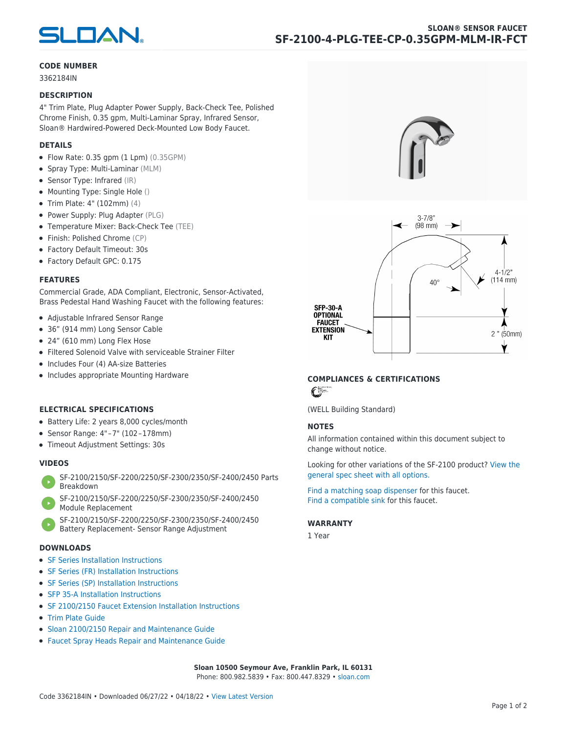# SLOAN® SENSOR FAUCET

## SF-2100-4-PLG-TEE-CP-0.35GPM-MLM-IR-FCT

### CODE NUMBER

3362184IN

### DESCRIPTION

4" Trim Plate, Plug Adapter Power Supply, Back-Check Tee, Polished Chrome Finish, 0.35 gpm, Multi-Laminar Spray, Infrared Sensor, Sloan® Hardwired-Powered Deck-Mounted Low Body Faucet.

### DETAILS

- Flow Rate: 0.35 gpm (1 Lpm) (0.35GPM)
- Spray Type: Multi-Laminar (MLM)
- Sensor Type: Infrared (IR)
- Mounting Type: Single Hole ()
- Trim Plate: 4" (102mm) (4)
- Power Supply: Plug Adapter (PLG)
- Temperature Mixer: Back-Check Tee (TEE)
- Finish: Polished Chrome (CP)
- Factory Default Timeout: 30s
- Factory Default GPC: 0.175

### FEATURES

Commercial Grade, ADA Compliant, Electronic, Sensor-Activated, Brass Pedestal Hand Washing Faucet with the following features:

- Adjustable Infrared Sensor Range
- 36" (914 mm) Long Sensor Cable
- 24" (610 mm) Long Flex Hose
- Filtered Solenoid Valve with serviceable Strainer Filter
- Includes Four (4) AA-size Batteries
- Includes appropriate Mounting Hardware

### ELECTRICAL SPECIFICATIONS

- Battery Life: 2 years 8,000 cycles/month
- Sensor Range: 4"–7" (102–178mm)
- Timeout Adjustment Settings: 30s

### VIDEOS

- SF-2100/2150/SF-2200/2250/SF-2300/2350/SF-2400/2450 Parts Breakdown
- SF-2100/2150/SF-2200/2250/SF-2300/2350/SF-2400/2450 Module Replacement
- SF-2100/2150/SF-2200/2250/SF-2300/2350/SF-2400/2450 Battery Replacement- Sensor Range Adjustment

### DOWNLOADS

- SF Series Installation Instructions
- SF Series (FR) Installation Instructions
- SF Series (SP) Installation Instructions
- SFP 35-A Installation Instructions
- SF 2100/2150 Faucet Extension Installation Instructions
- Trim Plate Guide
- Sloan 2100/2150 Repair and Maintenance Guide
- Faucet Spray Heads Repair and Maintenance Guide

3-7/8" (98 mm)

4-1/2" (114 mm)

40°

2" (50mm)

SFP-30-A OPTIONAL FAUCET EXTENSION KIT

### COMPLIANCES & CERTIFICATIONS

(WELL Building Standard)

### NOTES

All information contained within this document subject to change without notice.

Looking for other variations of the SF-2100 product? View the general spec sheet with all options.

Find a matching soap dispenser for this faucet.
Find a compatible sink for this faucet.

### WARRANTY

1 Year

**Sloan 10500 Seymour Ave, Franklin Park, IL 60131**
Phone: 800.982.5839 • Fax: 800.447.8329 • sloan.com

Code 3362184IN • Downloaded 06/27/22 • 04/18/22 • View Latest Version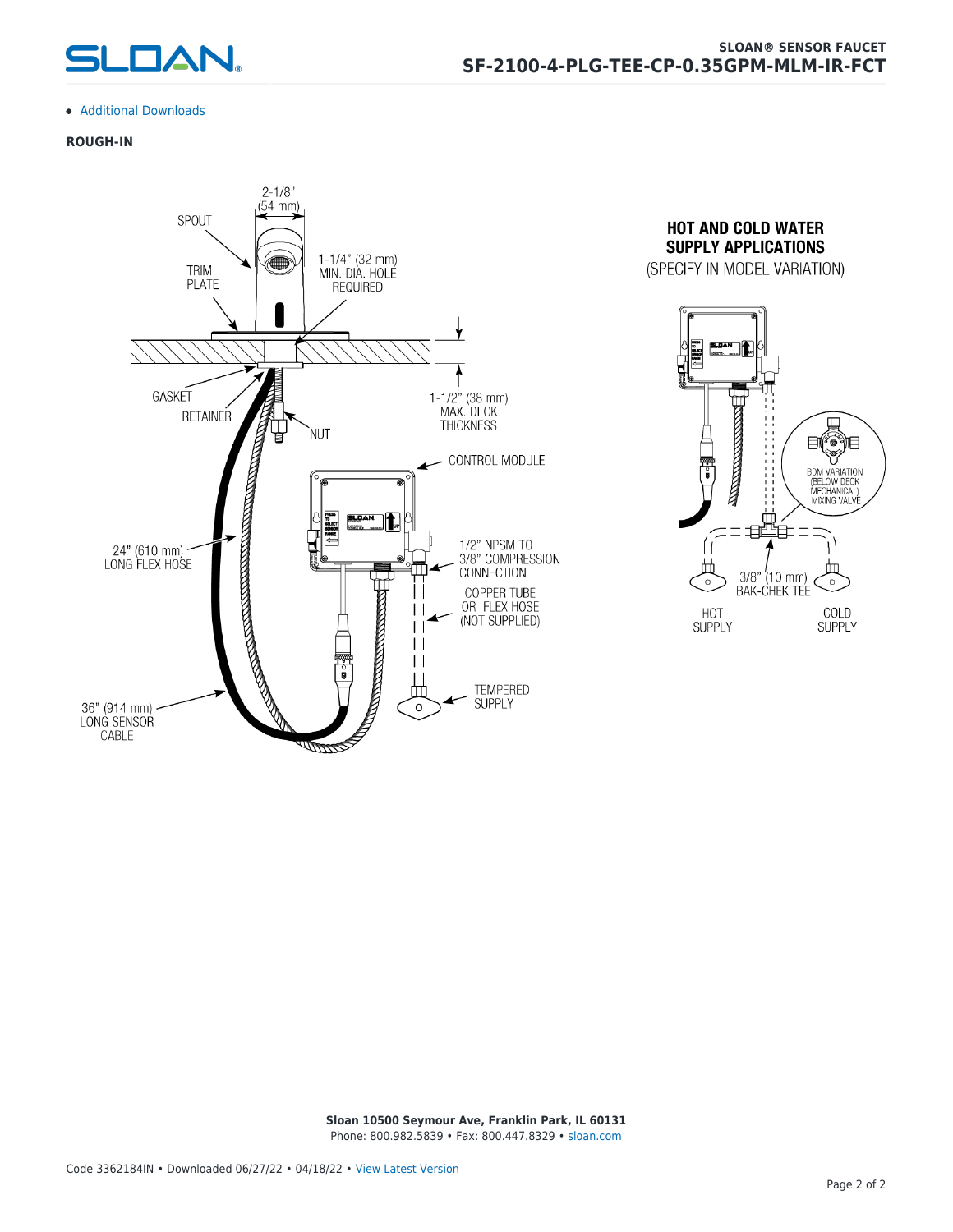- Additional Downloads

**ROUGH-IN**

2-1/8"
(54 mm)
SPOUT
TRIM PLATE
1-1/4" (32 mm)
MIN. DIA. HOLE
REQUIRED
GASKET
RETAINER
NUT
1-1/2" (38 mm)
MAX. DECK
THICKNESS
CONTROL MODULE
24" (610 mm)
LONG FLEX HOSE
1/2" NPSM TO
3/8" COMPRESSION
CONNECTION
COPPER TUBE
OR FLEX HOSE
(NOT SUPPLIED)
TEMPERED
SUPPLY
36" (914 mm)
LONG SENSOR
CABLE

**HOT AND COLD WATER SUPPLY APPLICATIONS**
(SPECIFY IN MODEL VARIATION)

BDM VARIATION
(BELOW DECK
MECHANICAL)
MIXING VALVE
3/8" (10 mm)
BAK-CHEK TEE
HOT
SUPPLY
COLD
SUPPLY

**Sloan 10500 Seymour Ave, Franklin Park, IL 60131**
Phone: 800.982.5839 • Fax: 800.447.8329 • sloan.com

Code 3362184IN • Downloaded 06/27/22 • 04/18/22 • View Latest Version